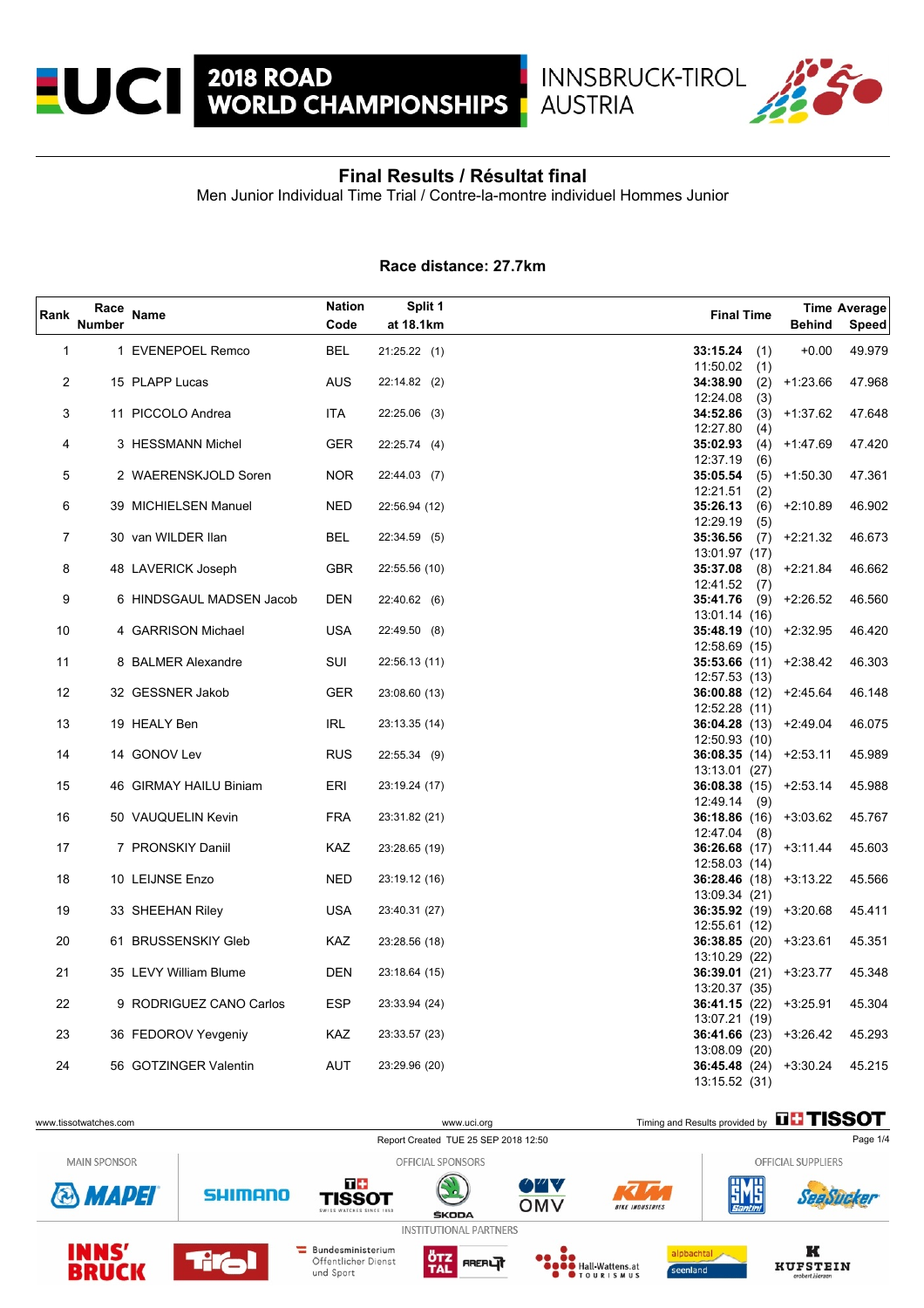# 2018 ROAD WORLD CHAMPIONSHIPS

INNSBRUCK-TIROL AUSTRIA

## Final Results / Résultat final

Men Junior Individual Time Trial / Contre-la-montre individuel Hommes Junior

### Race distance: 27.7km

| Rank | Race Number | Name | Nation Code | Split 1 at 18.1km | Final Time | Time Behind | Average Speed |
|---|---|---|---|---|---|---|---|
| 1 | 1 | EVENEPOEL Remco | BEL | 21:25.22 (1) | **33:15.24** (1) 11:50.02 (1) | +0.00 | 49.979 |
| 2 | 15 | PLAPP Lucas | AUS | 22:14.82 (2) | **34:38.90** (2) 12:24.08 (3) | +1:23.66 | 47.968 |
| 3 | 11 | PICCOLO Andrea | ITA | 22:25.06 (3) | **34:52.86** (3) 12:27.80 (4) | +1:37.62 | 47.648 |
| 4 | 3 | HESSMANN Michel | GER | 22:25.74 (4) | **35:02.93** (4) 12:37.19 (6) | +1:47.69 | 47.420 |
| 5 | 2 | WAERENSKJOLD Soren | NOR | 22:44.03 (7) | **35:05.54** (5) 12:21.51 (2) | +1:50.30 | 47.361 |
| 6 | 39 | MICHIELSEN Manuel | NED | 22:56.94 (12) | **35:26.13** (6) 12:29.19 (5) | +2:10.89 | 46.902 |
| 7 | 30 | van WILDER Ilan | BEL | 22:34.59 (5) | **35:36.56** (7) 13:01.97 (17) | +2:21.32 | 46.673 |
| 8 | 48 | LAVERICK Joseph | GBR | 22:55.56 (10) | **35:37.08** (8) 12:41.52 (7) | +2:21.84 | 46.662 |
| 9 | 6 | HINDSGAUL MADSEN Jacob | DEN | 22:40.62 (6) | **35:41.76** (9) 13:01.14 (16) | +2:26.52 | 46.560 |
| 10 | 4 | GARRISON Michael | USA | 22:49.50 (8) | **35:48.19** (10) 12:58.69 (15) | +2:32.95 | 46.420 |
| 11 | 8 | BALMER Alexandre | SUI | 22:56.13 (11) | **35:53.66** (11) 12:57.53 (13) | +2:38.42 | 46.303 |
| 12 | 32 | GESSNER Jakob | GER | 23:08.60 (13) | **36:00.88** (12) 12:52.28 (11) | +2:45.64 | 46.148 |
| 13 | 19 | HEALY Ben | IRL | 23:13.35 (14) | **36:04.28** (13) 12:50.93 (10) | +2:49.04 | 46.075 |
| 14 | 14 | GONOV Lev | RUS | 22:55.34 (9) | **36:08.35** (14) 13:13.01 (27) | +2:53.11 | 45.989 |
| 15 | 46 | GIRMAY HAILU Biniam | ERI | 23:19.24 (17) | **36:08.38** (15) 12:49.14 (9) | +2:53.14 | 45.988 |
| 16 | 50 | VAUQUELIN Kevin | FRA | 23:31.82 (21) | **36:18.86** (16) 12:47.04 (8) | +3:03.62 | 45.767 |
| 17 | 7 | PRONSKIY Daniil | KAZ | 23:28.65 (19) | **36:26.68** (17) 12:58.03 (14) | +3:11.44 | 45.603 |
| 18 | 10 | LEIJNSE Enzo | NED | 23:19.12 (16) | **36:28.46** (18) 13:09.34 (21) | +3:13.22 | 45.566 |
| 19 | 33 | SHEEHAN Riley | USA | 23:40.31 (27) | **36:35.92** (19) 12:55.61 (12) | +3:20.68 | 45.411 |
| 20 | 61 | BRUSSENSKIY Gleb | KAZ | 23:28.56 (18) | **36:38.85** (20) 13:10.29 (22) | +3:23.61 | 45.351 |
| 21 | 35 | LEVY William Blume | DEN | 23:18.64 (15) | **36:39.01** (21) 13:20.37 (35) | +3:23.77 | 45.348 |
| 22 | 9 | RODRIGUEZ CANO Carlos | ESP | 23:33.94 (24) | **36:41.15** (22) 13:07.21 (19) | +3:25.91 | 45.304 |
| 23 | 36 | FEDOROV Yevgeniy | KAZ | 23:33.57 (23) | **36:41.66** (23) 13:08.09 (20) | +3:26.42 | 45.293 |
| 24 | 56 | GOTZINGER Valentin | AUT | 23:29.96 (20) | **36:45.48** (24) 13:15.52 (31) | +3:30.24 | 45.215 |

www.tissotwatches.com · www.uci.org · Timing and Results provided by TISSOT

Report Created TUE 25 SEP 2018 12:50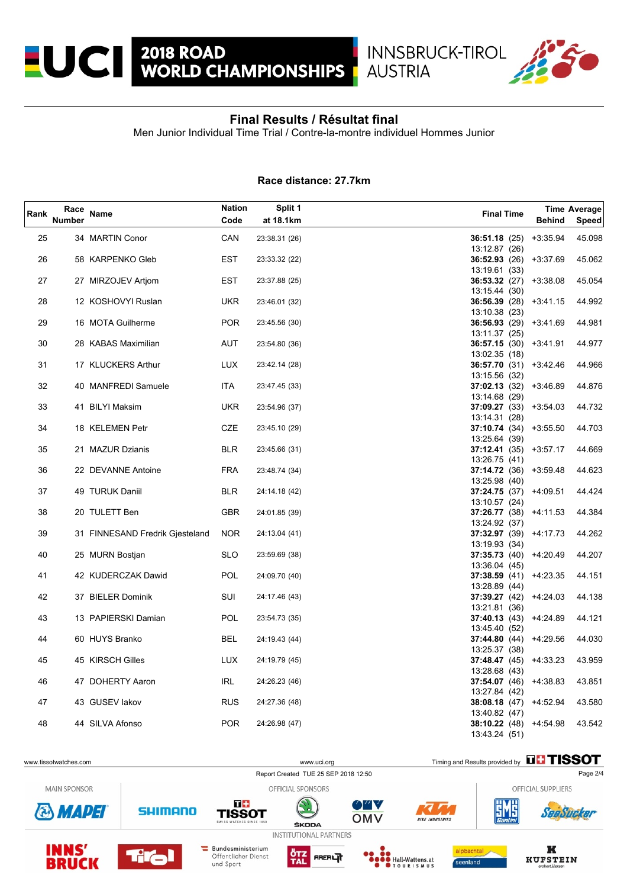# Final Results / Résultat final

Men Junior Individual Time Trial / Contre-la-montre individuel Hommes Junior

**Race distance: 27.7km**

| Rank | Race Number | Name | Nation Code | Split 1 at 18.1km | Final Time | Time Behind | Average Speed |
|---|---|---|---|---|---|---|---|
| 25 | 34 | MARTIN Conor | CAN | 23:38.31 (26) | **36:51.18** (25)<br>13:12.87 (26) | +3:35.94 | 45.098 |
| 26 | 58 | KARPENKO Gleb | EST | 23:33.32 (22) | **36:52.93** (26)<br>13:19.61 (33) | +3:37.69 | 45.062 |
| 27 | 27 | MIRZOJEV Artjom | EST | 23:37.88 (25) | **36:53.32** (27)<br>13:15.44 (30) | +3:38.08 | 45.054 |
| 28 | 12 | KOSHOVYI Ruslan | UKR | 23:46.01 (32) | **36:56.39** (28)<br>13:10.38 (23) | +3:41.15 | 44.992 |
| 29 | 16 | MOTA Guilherme | POR | 23:45.56 (30) | **36:56.93** (29)<br>13:11.37 (25) | +3:41.69 | 44.981 |
| 30 | 28 | KABAS Maximilian | AUT | 23:54.80 (36) | **36:57.15** (30)<br>13:02.35 (18) | +3:41.91 | 44.977 |
| 31 | 17 | KLUCKERS Arthur | LUX | 23:42.14 (28) | **36:57.70** (31)<br>13:15.56 (32) | +3:42.46 | 44.966 |
| 32 | 40 | MANFREDI Samuele | ITA | 23:47.45 (33) | **37:02.13** (32)<br>13:14.68 (29) | +3:46.89 | 44.876 |
| 33 | 41 | BILYI Maksim | UKR | 23:54.96 (37) | **37:09.27** (33)<br>13:14.31 (28) | +3:54.03 | 44.732 |
| 34 | 18 | KELEMEN Petr | CZE | 23:45.10 (29) | **37:10.74** (34)<br>13:25.64 (39) | +3:55.50 | 44.703 |
| 35 | 21 | MAZUR Dzianis | BLR | 23:45.66 (31) | **37:12.41** (35)<br>13:26.75 (41) | +3:57.17 | 44.669 |
| 36 | 22 | DEVANNE Antoine | FRA | 23:48.74 (34) | **37:14.72** (36)<br>13:25.98 (40) | +3:59.48 | 44.623 |
| 37 | 49 | TURUK Daniil | BLR | 24:14.18 (42) | **37:24.75** (37)<br>13:10.57 (24) | +4:09.51 | 44.424 |
| 38 | 20 | TULETT Ben | GBR | 24:01.85 (39) | **37:26.77** (38)<br>13:24.92 (37) | +4:11.53 | 44.384 |
| 39 | 31 | FINNESAND Fredrik Gjesteland | NOR | 24:13.04 (41) | **37:32.97** (39)<br>13:19.93 (34) | +4:17.73 | 44.262 |
| 40 | 25 | MURN Bostjan | SLO | 23:59.69 (38) | **37:35.73** (40)<br>13:36.04 (45) | +4:20.49 | 44.207 |
| 41 | 42 | KUDERCZAK Dawid | POL | 24:09.70 (40) | **37:38.59** (41)<br>13:28.89 (44) | +4:23.35 | 44.151 |
| 42 | 37 | BIELER Dominik | SUI | 24:17.46 (43) | **37:39.27** (42)<br>13:21.81 (36) | +4:24.03 | 44.138 |
| 43 | 13 | PAPIERSKI Damian | POL | 23:54.73 (35) | **37:40.13** (43)<br>13:45.40 (52) | +4:24.89 | 44.121 |
| 44 | 60 | HUYS Branko | BEL | 24:19.43 (44) | **37:44.80** (44)<br>13:25.37 (38) | +4:29.56 | 44.030 |
| 45 | 45 | KIRSCH Gilles | LUX | 24:19.79 (45) | **37:48.47** (45)<br>13:28.68 (43) | +4:33.23 | 43.959 |
| 46 | 47 | DOHERTY Aaron | IRL | 24:26.23 (46) | **37:54.07** (46)<br>13:27.84 (42) | +4:38.83 | 43.851 |
| 47 | 43 | GUSEV Iakov | RUS | 24:27.36 (48) | **38:08.18** (47)<br>13:40.82 (47) | +4:52.94 | 43.580 |
| 48 | 44 | SILVA Afonso | POR | 24:26.98 (47) | **38:10.22** (48)<br>13:43.24 (51) | +4:54.98 | 43.542 |

Report Created TUE 25 SEP 2018 12:50

Timing and Results provided by TISSOT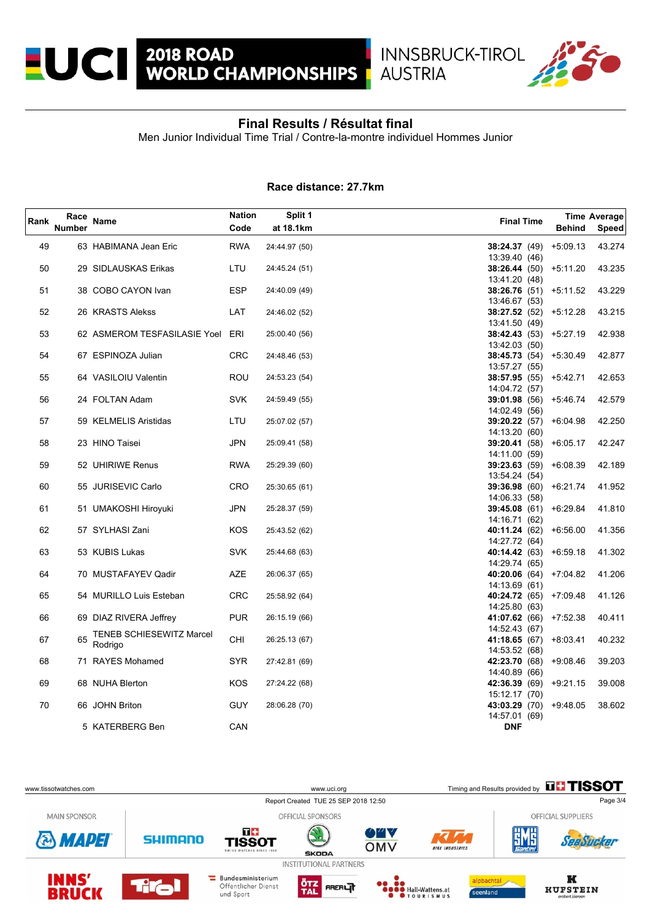## Final Results / Résultat final

Men Junior Individual Time Trial / Contre-la-montre individuel Hommes Junior

**Race distance: 27.7km**

| Rank | Race Number | Name | Nation Code | Split 1 at 18.1km | Final Time | Time Behind | Average Speed |
|---|---|---|---|---|---|---|---|
| 49 | 63 | HABIMANA Jean Eric | RWA | 24:44.97 (50) | **38:24.37** (49) 13:39.40 (46) | +5:09.13 | 43.274 |
| 50 | 29 | SIDLAUSKAS Erikas | LTU | 24:45.24 (51) | **38:26.44** (50) 13:41.20 (48) | +5:11.20 | 43.235 |
| 51 | 38 | COBO CAYON Ivan | ESP | 24:40.09 (49) | **38:26.76** (51) 13:46.67 (53) | +5:11.52 | 43.229 |
| 52 | 26 | KRASTS Alekss | LAT | 24:46.02 (52) | **38:27.52** (52) 13:41.50 (49) | +5:12.28 | 43.215 |
| 53 | 62 | ASMEROM TESFASILASIE Yoel | ERI | 25:00.40 (56) | **38:42.43** (53) 13:42.03 (50) | +5:27.19 | 42.938 |
| 54 | 67 | ESPINOZA Julian | CRC | 24:48.46 (53) | **38:45.73** (54) 13:57.27 (55) | +5:30.49 | 42.877 |
| 55 | 64 | VASILOIU Valentin | ROU | 24:53.23 (54) | **38:57.95** (55) 14:04.72 (57) | +5:42.71 | 42.653 |
| 56 | 24 | FOLTAN Adam | SVK | 24:59.49 (55) | **39:01.98** (56) 14:02.49 (56) | +5:46.74 | 42.579 |
| 57 | 59 | KELMELIS Aristidas | LTU | 25:07.02 (57) | **39:20.22** (57) 14:13.20 (60) | +6:04.98 | 42.250 |
| 58 | 23 | HINO Taisei | JPN | 25:09.41 (58) | **39:20.41** (58) 14:11.00 (59) | +6:05.17 | 42.247 |
| 59 | 52 | UHIRIWE Renus | RWA | 25:29.39 (60) | **39:23.63** (59) 13:54.24 (54) | +6:08.39 | 42.189 |
| 60 | 55 | JURISEVIC Carlo | CRO | 25:30.65 (61) | **39:36.98** (60) 14:06.33 (58) | +6:21.74 | 41.952 |
| 61 | 51 | UMAKOSHI Hiroyuki | JPN | 25:28.37 (59) | **39:45.08** (61) 14:16.71 (62) | +6:29.84 | 41.810 |
| 62 | 57 | SYLHASI Zani | KOS | 25:43.52 (62) | **40:11.24** (62) 14:27.72 (64) | +6:56.00 | 41.356 |
| 63 | 53 | KUBIS Lukas | SVK | 25:44.68 (63) | **40:14.42** (63) 14:29.74 (65) | +6:59.18 | 41.302 |
| 64 | 70 | MUSTAFAYEV Qadir | AZE | 26:06.37 (65) | **40:20.06** (64) 14:13.69 (61) | +7:04.82 | 41.206 |
| 65 | 54 | MURILLO Luis Esteban | CRC | 25:58.92 (64) | **40:24.72** (65) 14:25.80 (63) | +7:09.48 | 41.126 |
| 66 | 69 | DIAZ RIVERA Jeffrey | PUR | 26:15.19 (66) | **41:07.62** (66) 14:52.43 (67) | +7:52.38 | 40.411 |
| 67 | 65 | TENEB SCHIESEWITZ Marcel Rodrigo | CHI | 26:25.13 (67) | **41:18.65** (67) 14:53.52 (68) | +8:03.41 | 40.232 |
| 68 | 71 | RAYES Mohamed | SYR | 27:42.81 (69) | **42:23.70** (68) 14:40.89 (66) | +9:08.46 | 39.203 |
| 69 | 68 | NUHA Blerton | KOS | 27:24.22 (68) | **42:36.39** (69) 15:12.17 (70) | +9:21.15 | 39.008 |
| 70 | 66 | JOHN Briton | GUY | 28:06.28 (70) | **43:03.29** (70) 14:57.01 (69) | +9:48.05 | 38.602 |
| | 5 | KATERBERG Ben | CAN | | **DNF** | | |

www.tissotwatches.com — www.uci.org — Timing and Results provided by TISSOT

Report Created TUE 25 SEP 2018 12:50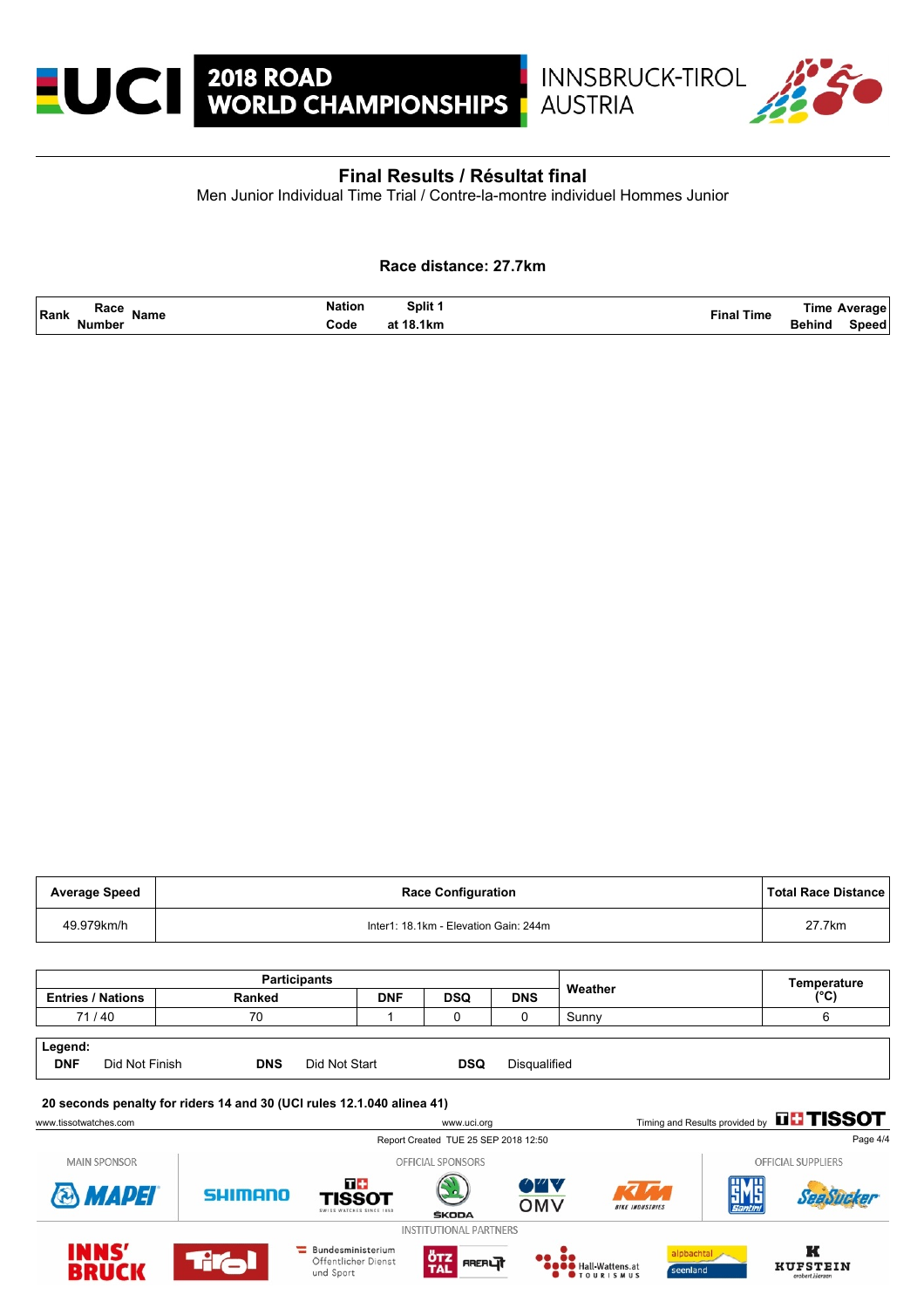# Final Results / Résultat final

Men Junior Individual Time Trial / Contre-la-montre individuel Hommes Junior

**Race distance: 27.7km**

| Rank | Race Number | Name | Nation Code | Split 1 at 18.1km | Final Time | Time Behind | Average Speed |
|---|---|---|---|---|---|---|---|

| Average Speed | Race Configuration | Total Race Distance |
|---|---|---|
| 49.979km/h | Inter1: 18.1km - Elevation Gain: 244m | 27.7km |

| Participants | | | | | Weather | Temperature (°C) |
|---|---|---|---|---|---|---|
| Entries / Nations | Ranked | DNF | DSQ | DNS | | |
| 71 / 40 | 70 | 1 | 0 | 0 | Sunny | 6 |

**Legend:**
**DNF** Did Not Finish **DNS** Did Not Start **DSQ** Disqualified

**20 seconds penalty for riders 14 and 30 (UCI rules 12.1.040 alinea 41)**

www.tissotwatches.com www.uci.org Timing and Results provided by TISSOT

Report Created TUE 25 SEP 2018 12:50